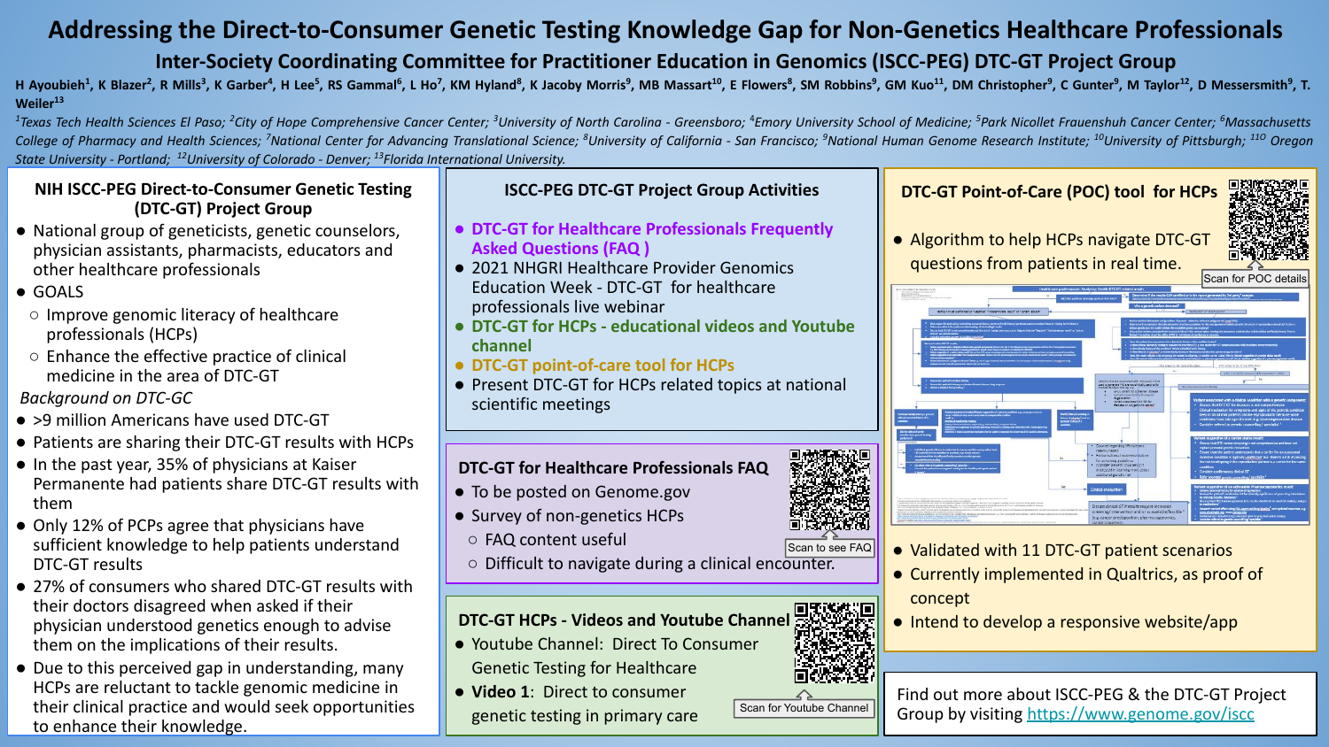# Addressing the Direct-to-Consumer Genetic Testing Knowledge Gap for Non-Genetics Healthcare Professionals

## Inter-Society Coordinating Committee for Practitioner Education in Genomics (ISCC-PEG) DTC-GT Project Group

H Ayoubieh[1], K Blazer[2], R Mills[3], K Garber[4], H Lee[5], RS Gammal[6], L Ho[7], KM Hyland[8], K Jacoby Morris[9], MB Massart[10], E Flowers[8], SM Robbins[9], GM Kuo[11], DM Christopher[9], C Gunter[9], M Taylor[12], D Messersmith[9], T. Weiler[13]

*[1]Texas Tech Health Sciences El Paso; [2]City of Hope Comprehensive Cancer Center; [3]University of North Carolina - Greensboro; [4]Emory University School of Medicine; [5]Park Nicollet Frauenshuh Cancer Center; [6]Massachusetts College of Pharmacy and Health Sciences; [7]National Center for Advancing Translational Science; [8]University of California - San Francisco; [9]National Human Genome Research Institute; [10]University of Pittsburgh; [11]Oregon State University - Portland; [12]University of Colorado - Denver; [13]Florida International University.*

### NIH ISCC-PEG Direct-to-Consumer Genetic Testing (DTC-GT) Project Group

- National group of geneticists, genetic counselors, physician assistants, pharmacists, educators and other healthcare professionals
- GOALS
  - Improve genomic literacy of healthcare professionals (HCPs)
  - Enhance the effective practice of clinical medicine in the area of DTC-GT

*Background on DTC-GC*

- >9 million Americans have used DTC-GT
- Patients are sharing their DTC-GT results with HCPs
- In the past year, 35% of physicians at Kaiser Permanente had patients share DTC-GT results with them
- Only 12% of PCPs agree that physicians have sufficient knowledge to help patients understand DTC-GT results
- 27% of consumers who shared DTC-GT results with their doctors disagreed when asked if their physician understood genetics enough to advise them on the implications of their results.
- Due to this perceived gap in understanding, many HCPs are reluctant to tackle genomic medicine in their clinical practice and would seek opportunities to enhance their knowledge.

### ISCC-PEG DTC-GT Project Group Activities

- **DTC-GT for Healthcare Professionals Frequently Asked Questions (FAQ )**
- 2021 NHGRI Healthcare Provider Genomics Education Week - DTC-GT for healthcare professionals live webinar
- **DTC-GT for HCPs - educational videos and Youtube channel**
- **DTC-GT point-of-care tool for HCPs**
- Present DTC-GT for HCPs related topics at national scientific meetings

### DTC-GT for Healthcare Professionals FAQ

- To be posted on Genome.gov
- Survey of non-genetics HCPs
  - FAQ content useful
  - Difficult to navigate during a clinical encounter.

Scan to see FAQ

### DTC-GT HCPs - Videos and Youtube Channel

- Youtube Channel: Direct To Consumer Genetic Testing for Healthcare
- **Video 1**: Direct to consumer genetic testing in primary care

Scan for Youtube Channel

### DTC-GT Point-of-Care (POC) tool for HCPs

- Algorithm to help HCPs navigate DTC-GT questions from patients in real time.

Scan for POC details

- Validated with 11 DTC-GT patient scenarios
- Currently implemented in Qualtrics, as proof of concept
- Intend to develop a responsive website/app

Find out more about ISCC-PEG & the DTC-GT Project Group by visiting https://www.genome.gov/iscc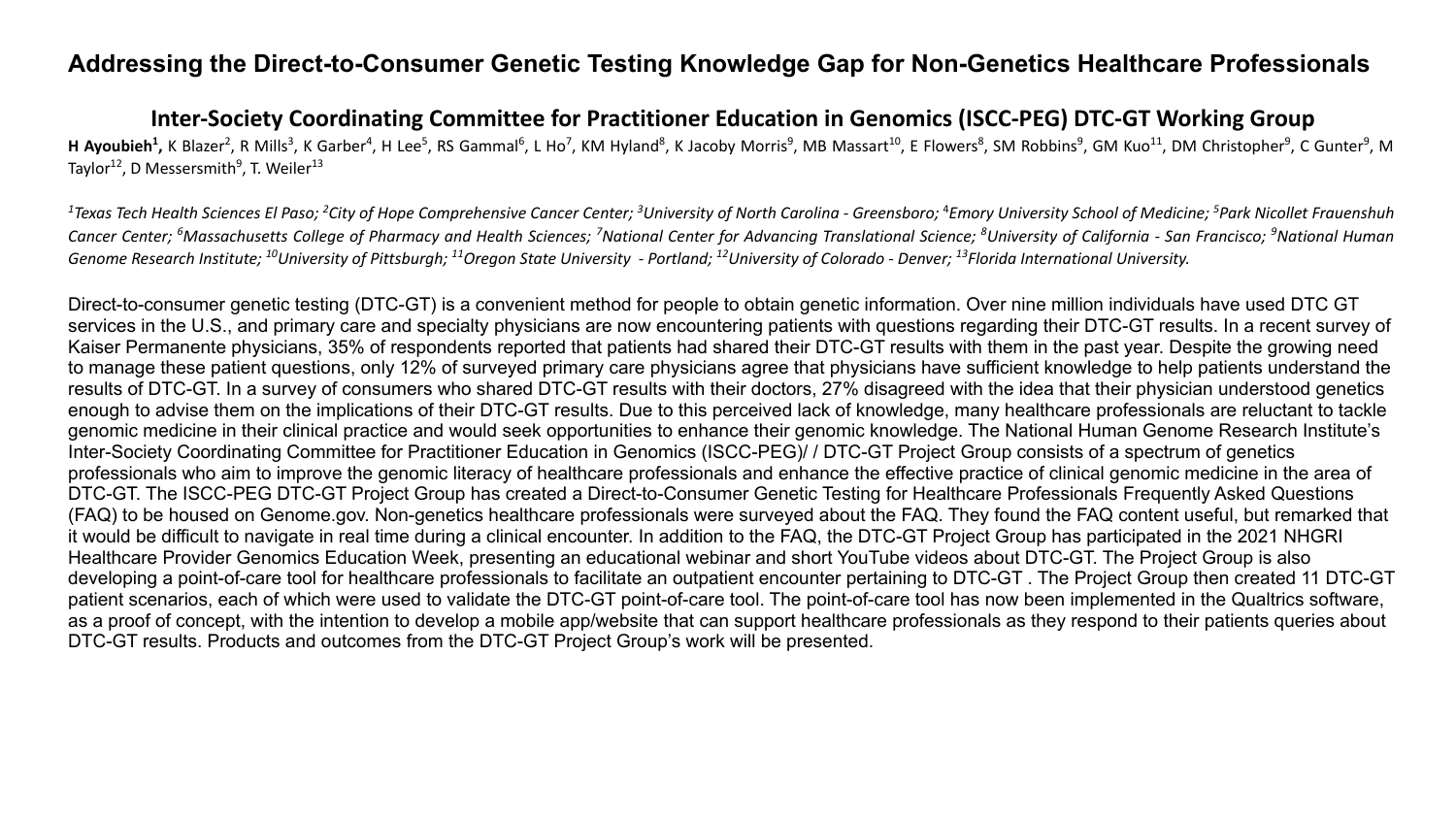# Addressing the Direct-to-Consumer Genetic Testing Knowledge Gap for Non-Genetics Healthcare Professionals

## Inter-Society Coordinating Committee for Practitioner Education in Genomics (ISCC-PEG) DTC-GT Working Group

**H Ayoubieh[1],** K Blazer[2], R Mills[3], K Garber[4], H Lee[5], RS Gammal[6], L Ho[7], KM Hyland[8], K Jacoby Morris[9], MB Massart[10], E Flowers[8], SM Robbins[9], GM Kuo[11], DM Christopher[9], C Gunter[9], M Taylor[12], D Messersmith[9], T. Weiler[13]

*[1]Texas Tech Health Sciences El Paso; [2]City of Hope Comprehensive Cancer Center; [3]University of North Carolina - Greensboro; [4]Emory University School of Medicine; [5]Park Nicollet Frauenshuh Cancer Center; [6]Massachusetts College of Pharmacy and Health Sciences; [7]National Center for Advancing Translational Science; [8]University of California - San Francisco; [9]National Human Genome Research Institute; [10]University of Pittsburgh; [11]Oregon State University - Portland; [12]University of Colorado - Denver; [13]Florida International University.*

Direct-to-consumer genetic testing (DTC-GT) is a convenient method for people to obtain genetic information. Over nine million individuals have used DTC GT services in the U.S., and primary care and specialty physicians are now encountering patients with questions regarding their DTC-GT results. In a recent survey of Kaiser Permanente physicians, 35% of respondents reported that patients had shared their DTC-GT results with them in the past year. Despite the growing need to manage these patient questions, only 12% of surveyed primary care physicians agree that physicians have sufficient knowledge to help patients understand the results of DTC-GT. In a survey of consumers who shared DTC-GT results with their doctors, 27% disagreed with the idea that their physician understood genetics enough to advise them on the implications of their DTC-GT results. Due to this perceived lack of knowledge, many healthcare professionals are reluctant to tackle genomic medicine in their clinical practice and would seek opportunities to enhance their genomic knowledge. The National Human Genome Research Institute's Inter-Society Coordinating Committee for Practitioner Education in Genomics (ISCC-PEG)/ / DTC-GT Project Group consists of a spectrum of genetics professionals who aim to improve the genomic literacy of healthcare professionals and enhance the effective practice of clinical genomic medicine in the area of DTC-GT. The ISCC-PEG DTC-GT Project Group has created a Direct-to-Consumer Genetic Testing for Healthcare Professionals Frequently Asked Questions (FAQ) to be housed on Genome.gov. Non-genetics healthcare professionals were surveyed about the FAQ. They found the FAQ content useful, but remarked that it would be difficult to navigate in real time during a clinical encounter. In addition to the FAQ, the DTC-GT Project Group has participated in the 2021 NHGRI Healthcare Provider Genomics Education Week, presenting an educational webinar and short YouTube videos about DTC-GT. The Project Group is also developing a point-of-care tool for healthcare professionals to facilitate an outpatient encounter pertaining to DTC-GT . The Project Group then created 11 DTC-GT patient scenarios, each of which were used to validate the DTC-GT point-of-care tool. The point-of-care tool has now been implemented in the Qualtrics software, as a proof of concept, with the intention to develop a mobile app/website that can support healthcare professionals as they respond to their patients queries about DTC-GT results. Products and outcomes from the DTC-GT Project Group's work will be presented.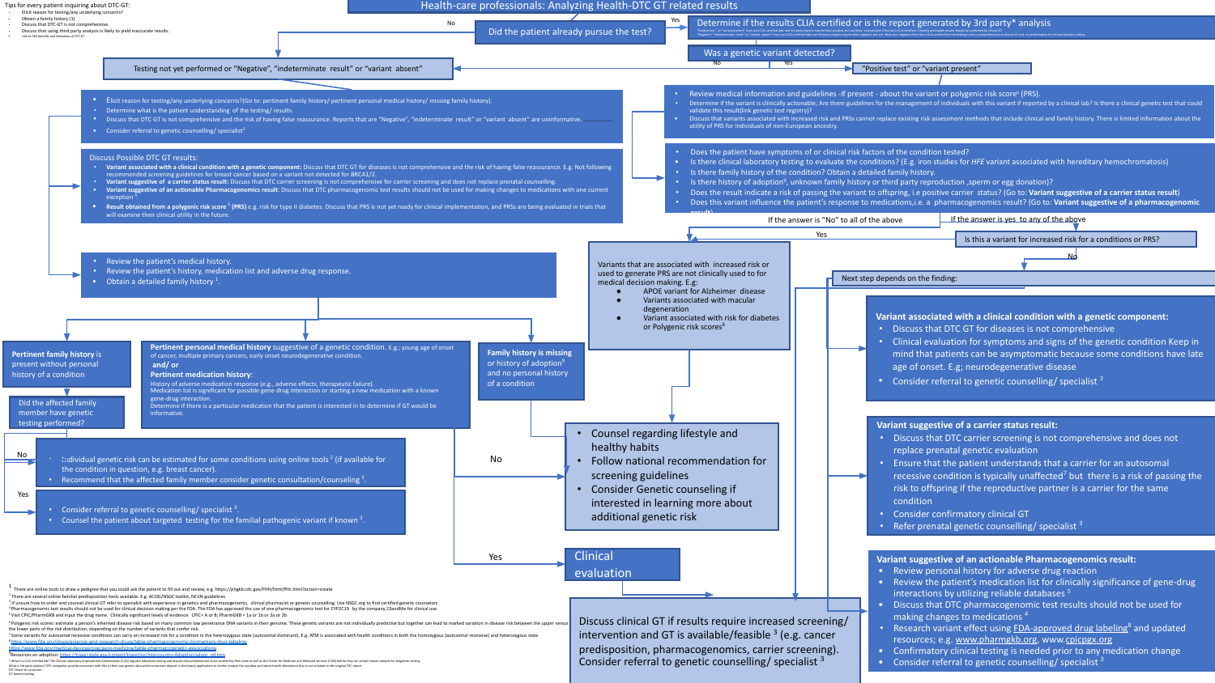# Health-care professionals: Analyzing Health-DTC GT related results

Tips for every patient inquiring about DTC-GT:

- Elicit reason for testing/any underlying concerns?
- Obtain a family history (1)
- Discuss that DTC-GT is not comprehensive.
- Discuss that using third party analysis is likely to yield inaccurate results.
- Link to FAQ benefits and limitations of DTC GT

**Did the patient already pursue the test?**

No → Testing not yet performed or "Negative", "indeterminate result" or "variant absent"

Yes → Determine if the results CLIA certified or is the report generated by 3rd party* analysis

"Positive test" or "variant present" from non-CLIA certified labs and 3rd party reports may be false positive, but are likely true positive if the test is CLIA certified. Clinically actionable results should be confirmed by clinical GT. "Negative", "indeterminate result" or "variant absent" from non-CLIA certified labs and 3rd party reports may be false negative, but are likely true negative if the test is CLIA certified but the testing is not as comprehensive as clinical GT and could be due to technical limitations.

**Was a genetic variant detected?**

No → Testing not yet performed or "Negative", "indeterminate result" or "variant absent"

Yes → "Positive test" or "variant present"

## Testing not yet performed or "Negative", "indeterminate result" or "variant absent"

- Elicit reason for testing/any underlying concerns?(Go to: pertinent family history/ pertinent personal medical history/ missing family history).
- Determine what is the patient understanding of the testing/ results.
- Discuss that DTC GT is not comprehensive and the risk of having false reassurance. Reports that are "Negative", "indeterminate result" or "variant absent" are uninformative.
- Consider referral to genetic counselling/ specialist[3]

Discuss Possible DTC GT results:

- **Variant associated with a clinical condition with a genetic component:** Discuss that DTC GT for diseases is not comprehensive and the risk of having false reassurance. E.g. Not following recommended screening guidelines for breast cancer based on a variant not detected for BRCA1/2.
- **Variant suggestive of a carrier status result:** Discuss that DTC carrier screening is not comprehensive for carrier screening and does not replace prenatal counselling.
- **Variant suggestive of an actionable Pharmacogenomics result:** Discuss that DTC pharmacogenomic test results should not be used for making changes to medications with one current exception[5].
- **Result obtained from a polygenic risk score[6] (PRS)** e.g. risk for type II diabetes. Discuss that PRS is not yet ready for clinical implementation, and PRSs are being evaluated in trials that will examine their clinical utility in the future.

---

- Review the patient's medical history.
- Review the patient's history, medication list and adverse drug response.
- Obtain a detailed family history[1].

**Pertinent family history** is present without personal history of a condition

- Did the affected family member have genetic testing performed?
  - No:
    - Individual genetic risk can be estimated for some conditions using online tools[2] (if available for the condition in question, e.g. breast cancer).
    - Recommend that the affected family member consider genetic consultation/counseling[3].
  - Yes:
    - Consider referral to genetic counselling/ specialist[3].
    - Counsel the patient about targeted testing for the familial pathogenic variant if known[3].

**Pertinent personal medical history** suggestive of a genetic condition. E.g.; young age of onset of cancer, multiple primary cancers, early onset neurodegenerative condition.

**and/ or**

**Pertinent medication history**:

History of adverse medication response (e.g., adverse effects, therapeutic failure). Medication list is significant for possible gene-drug interaction or starting a new medication with a known gene-drug interaction.

Determine if there is a particular medication that the patient is interested in to determine if GT would be informative.

- No →
  - Counsel regarding lifestyle and healthy habits
  - Follow national recommendation for screening guidelines
  - Consider Genetic counseling if interested in learning more about additional genetic risk
- Yes → Clinical evaluation

**Family history is missing** or history of adoption[9] and no personal history of a condition

→ Counsel regarding lifestyle and healthy habits / Follow national recommendation for screening guidelines / Consider Genetic counseling if interested in learning more about additional genetic risk

## "Positive test" or "variant present"

- Review medical information and guidelines -if present - about the variant or polygenic risk score[6] (PRS).
- Determine if the variant is clinically actionable; Are there guidelines for the management of individuals with this variant if reported by a clinical lab? Is there a clinical genetic test that could validate this result(link genetic test registry)?
- Discuss that variants associated with increased risk and PRSs cannot replace existing risk assessment methods that include clinical and family history. There is limited information about the utility of PRS for individuals of non-European ancestry.

---

- Does the patient have symptoms of or clinical risk factors of the condition tested?
- Is there clinical laboratory testing to evaluate the conditions? (E.g. iron studies for *HFE* variant associated with hereditary hemochromatosis)
- Is there family history of the condition? Obtain a detailed family history.
- Is there history of adoption[9], unknown family history or third party reproduction ,sperm or egg donation)?
- Does the result indicate a risk of passing the variant to offspring, i.e positive carrier status? (Go to: **Variant suggestive of a carrier status result**)
- Does this variant influence the patient's response to medications,i.e. a pharmacogenomics result? (Go to: **Variant suggestive of a pharmacogenomic result**)

If the answer is "No" to all of the above → Variants that are associated with increased risk or used to generate PRS are not clinically used for medical decision making. E.g:

- APOE variant for Alzheimer disease
- Variants associated with macular degeneration
- Variant associated with risk for diabetes or Polygenic risk scores[6]

→ Counsel regarding lifestyle and healthy habits / Follow national recommendation for screening guidelines / Consider Genetic counseling if interested in learning more about additional genetic risk

If the answer is yes to any of the above → **Is this a variant for increased risk for a conditions or PRS?**

- Yes → Variants that are associated with increased risk or used to generate PRS are not clinically used for medical decision making.
- No → Next step depends on the finding:

### Variant associated with a clinical condition with a genetic component:

- Discuss that DTC GT for diseases is not comprehensive
- Clinical evaluation for symptoms and signs of the genetic condition Keep in mind that patients can be asymptomatic because some conditions have late age of onset. E.g; neurodegenerative disease
- Consider referral to genetic counselling/ specialist[3]

### Variant suggestive of a carrier status result:

- Discuss that DTC carrier screening is not comprehensive and does not replace prenatal genetic evaluation
- Ensure that the patient understands that a carrier for an autosomal recessive condition is typically unaffected[7] but there is a risk of passing the risk to offspring if the reproductive partner is a carrier for the same condition
- Consider confirmatory clinical GT
- Refer prenatal genetic counselling/ specialist[3]

### Variant suggestive of an actionable Pharmacogenomics result:

- Review personal history for adverse drug reaction
- Review the patient's medication list for clinically significance of gene-drug interactions by utilizing reliable databases[5]
- Discuss that DTC pharmacogenomic test results should not be used for making changes to medications[4]
- Research variant effect using FDA-approved drug labeling[8] and updated resources; e.g. www.pharmgkb.org, www.cpicpgx.org
- Confirmatory clinical testing is needed prior to any medication change
- Consider referral to genetic counselling/ specialist[3]

Discuss clinical GT if results require increased screening/ intervention and GT is available/feasible[3] (e.g. cancer predisposition, pharmacogenomics, carrier screening). Consider referral to genetic counselling/ specialist[3]

---

[1] There are online tools to draw a pedigree that you could ask the patient to fill out and review, e.g. https://phgkb.cdc.gov/FHH/html/fhh.html?action=create

[2] There are several online familial predisposition tools available. E.g. ACOG/NSGC toolkit, NCCN guidelines

[3] If unsure how to order and counsel clinical GT refer to specialist with experience in genetics and pharmacogenomic, clinical pharmacist or genetic counselling. Use NSGC.org to find certified genetic counselors

[4] Pharmacogenomic test results should not be used for clinical decision making per the FDA. The FDA has approved the use of one pharmacogenomic test for CYP2C19 by the company 23andMe for clinical use.

[5] Visit CPIC/PharmGKB and input the drug name. Clinically significant levels of evidence: CPIC= A or B; PharmGKB = 1a or 1b or 2a or 2b

[6] Polygenic risk scores: estimate a person's inherited disease risk based on many common low penetrance DNA variants in their genome. These genetic variants are not individually predictive but together can lead to marked variation in disease risk between the upper versus the lower parts of the risk distribution, depending on the number of variants that confer risk.

[7] Some variants for autosomal recessive conditions can carry an increased risk for a condition in the heterozygous state (autosomal dominant). E.g. ATM is associated with health conditions in both the homozygous (autosomal recessive) and heterozygous state

[8] https://www.fda.gov/drugs/science-and-research-drugs/table-pharmacogenomic-biomarkers-drug-labeling
https://www.fda.gov/medical-devices/precision-medicine/table-pharmacogenetic-associations

[9] Resources on adoption: https://travel.state.gov/content/travel/en/Intercountry-Adoption/adopt_ref.html

* What is a CLIA certified lab? The Clinical Laboratory Improvement Amendments (CLIA) regulate laboratory testing and require clinical laboratories to be certified by their state as well as the Center for Medicare and Medicaid Services (CMS) before they can accept human samples for diagnostic testing.

What is 3rd party analysis? DTC companies provide consumers with files of their raw genetic data which consumers deposit in third party applications to further analyze the raw data and report health information that is not included on the original DTC report.

DTC: Direct-to-consumer

GT: Genetic testing